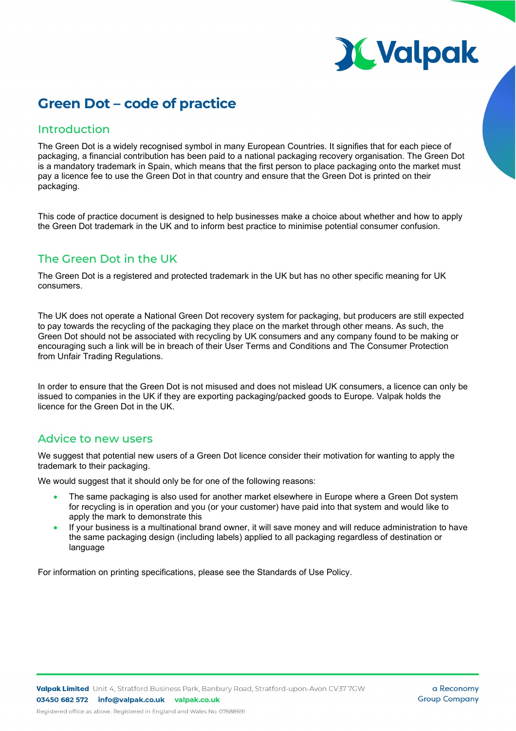# Green Dot – code of practice

## Introduction

The Green Dot is a widely recognised symbol in many European Countries. It signifies that for each piece of packaging, a financial contribution has been paid to a national packaging recovery organisation. The Green Dot is a mandatory trademark in Spain, which means that the first person to place packaging onto the market must pay a licence fee to use the Green Dot in that country and ensure that the Green Dot is printed on their packaging.

This code of practice document is designed to help businesses make a choice about whether and how to apply the Green Dot trademark in the UK and to inform best practice to minimise potential consumer confusion.

## The Green Dot in the UK

The Green Dot is a registered and protected trademark in the UK but has no other specific meaning for UK consumers.

The UK does not operate a National Green Dot recovery system for packaging, but producers are still expected to pay towards the recycling of the packaging they place on the market through other means. As such, the Green Dot should not be associated with recycling by UK consumers and any company found to be making or encouraging such a link will be in breach of their User Terms and Conditions and The Consumer Protection from Unfair Trading Regulations.

In order to ensure that the Green Dot is not misused and does not mislead UK consumers, a licence can only be issued to companies in the UK if they are exporting packaging/packed goods to Europe. Valpak holds the licence for the Green Dot in the UK.

## Advice to new users

We suggest that potential new users of a Green Dot licence consider their motivation for wanting to apply the trademark to their packaging.

We would suggest that it should only be for one of the following reasons:

- The same packaging is also used for another market elsewhere in Europe where a Green Dot system for recycling is in operation and you (or your customer) have paid into that system and would like to apply the mark to demonstrate this
- If your business is a multinational brand owner, it will save money and will reduce administration to have the same packaging design (including labels) applied to all packaging regardless of destination or language

For information on printing specifications, please see the Standards of Use Policy.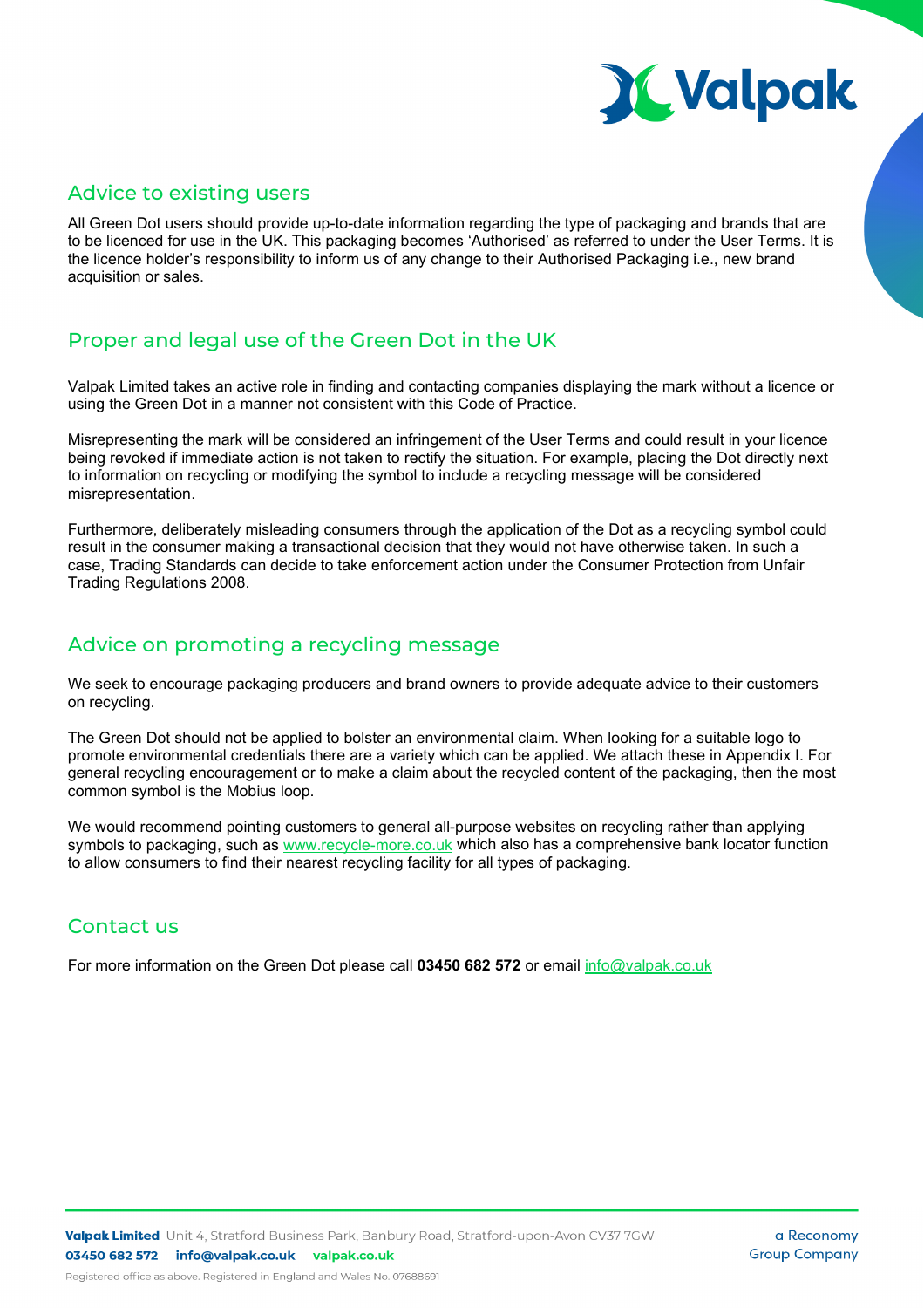## Advice to existing users

All Green Dot users should provide up-to-date information regarding the type of packaging and brands that are to be licenced for use in the UK. This packaging becomes 'Authorised' as referred to under the User Terms. It is the licence holder's responsibility to inform us of any change to their Authorised Packaging i.e., new brand acquisition or sales.

## Proper and legal use of the Green Dot in the UK

Valpak Limited takes an active role in finding and contacting companies displaying the mark without a licence or using the Green Dot in a manner not consistent with this Code of Practice.

Misrepresenting the mark will be considered an infringement of the User Terms and could result in your licence being revoked if immediate action is not taken to rectify the situation. For example, placing the Dot directly next to information on recycling or modifying the symbol to include a recycling message will be considered misrepresentation.

Furthermore, deliberately misleading consumers through the application of the Dot as a recycling symbol could result in the consumer making a transactional decision that they would not have otherwise taken. In such a case, Trading Standards can decide to take enforcement action under the Consumer Protection from Unfair Trading Regulations 2008.

## Advice on promoting a recycling message

We seek to encourage packaging producers and brand owners to provide adequate advice to their customers on recycling.

The Green Dot should not be applied to bolster an environmental claim. When looking for a suitable logo to promote environmental credentials there are a variety which can be applied. We attach these in Appendix I. For general recycling encouragement or to make a claim about the recycled content of the packaging, then the most common symbol is the Mobius loop.

We would recommend pointing customers to general all-purpose websites on recycling rather than applying symbols to packaging, such as www.recycle-more.co.uk which also has a comprehensive bank locator function to allow consumers to find their nearest recycling facility for all types of packaging.

## Contact us

For more information on the Green Dot please call **03450 682 572** or email info@valpak.co.uk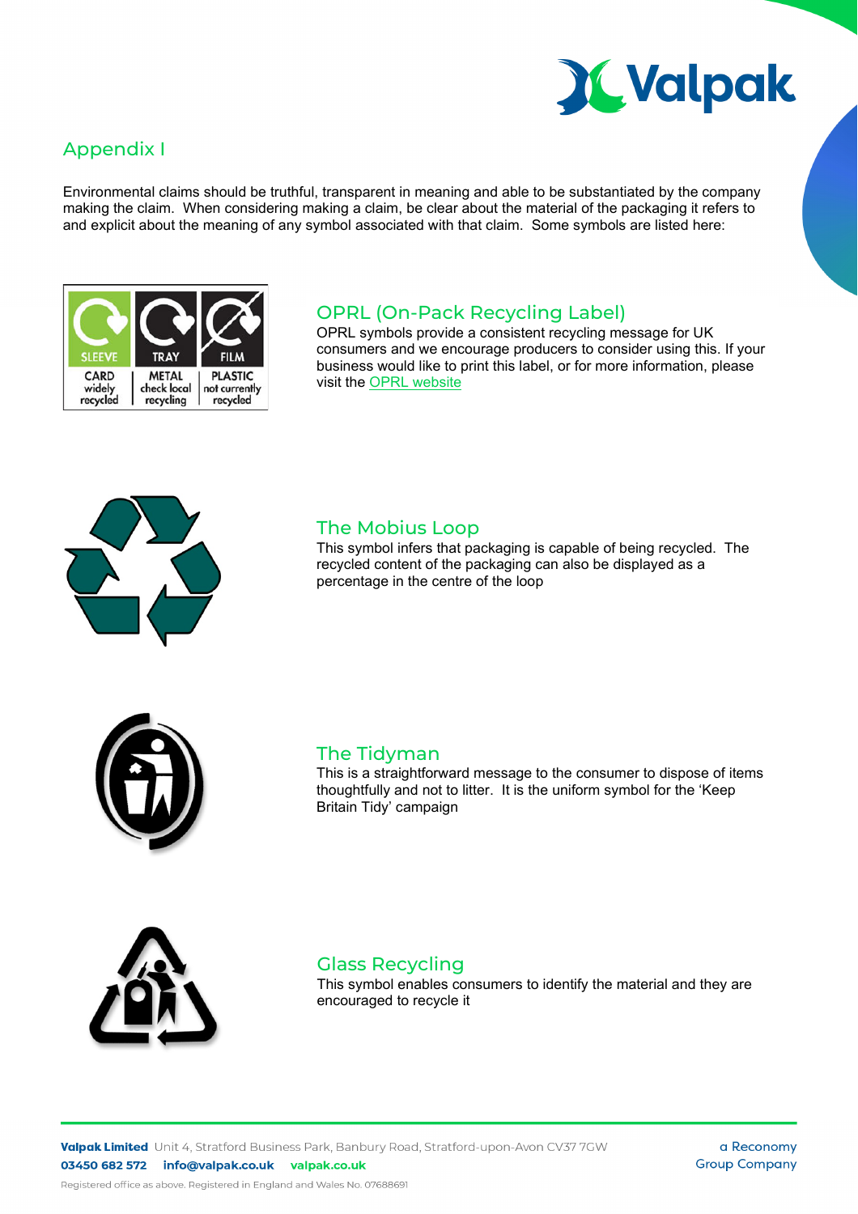## Appendix I

Environmental claims should be truthful, transparent in meaning and able to be substantiated by the company making the claim. When considering making a claim, be clear about the material of the packaging it refers to and explicit about the meaning of any symbol associated with that claim. Some symbols are listed here:

### OPRL (On-Pack Recycling Label)

OPRL symbols provide a consistent recycling message for UK consumers and we encourage producers to consider using this. If your business would like to print this label, or for more information, please visit the OPRL website

### The Mobius Loop

This symbol infers that packaging is capable of being recycled. The recycled content of the packaging can also be displayed as a percentage in the centre of the loop

### The Tidyman

This is a straightforward message to the consumer to dispose of items thoughtfully and not to litter. It is the uniform symbol for the 'Keep Britain Tidy' campaign

### Glass Recycling

This symbol enables consumers to identify the material and they are encouraged to recycle it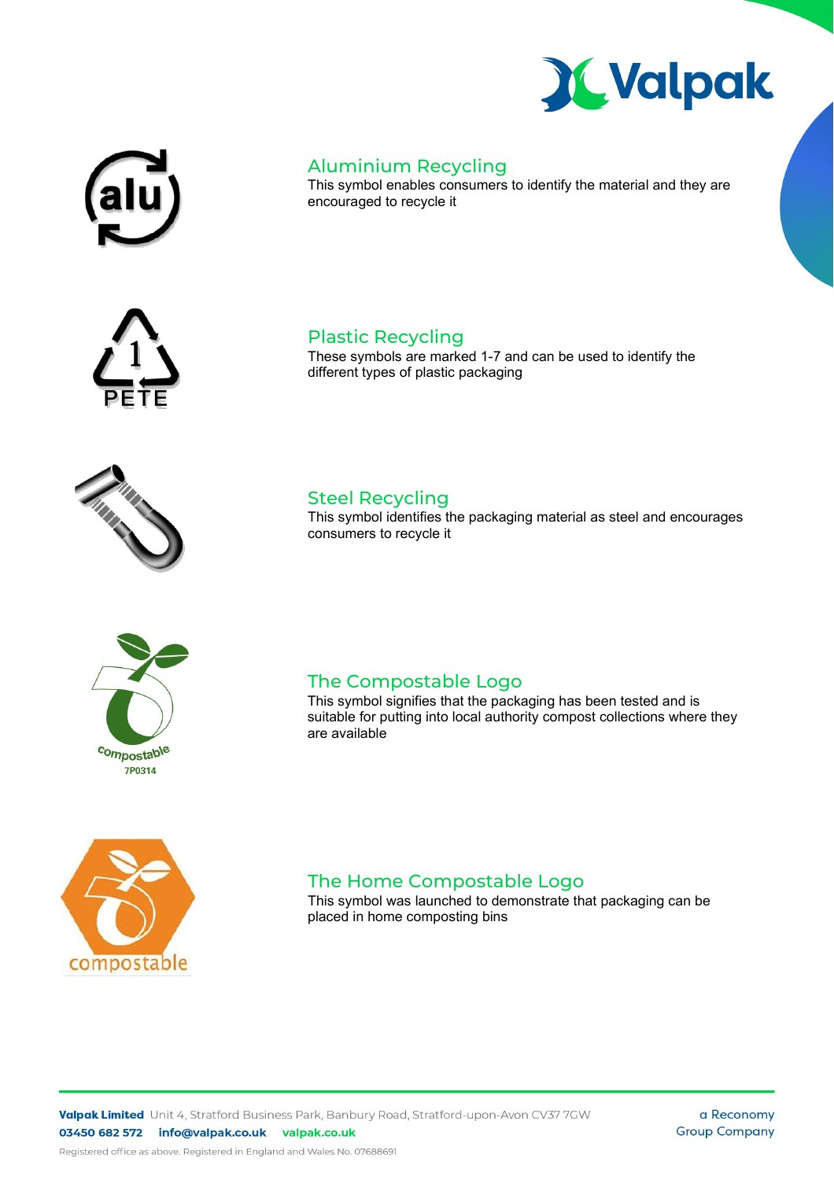## Aluminium Recycling

This symbol enables consumers to identify the material and they are encouraged to recycle it

## Plastic Recycling

These symbols are marked 1-7 and can be used to identify the different types of plastic packaging

## Steel Recycling

This symbol identifies the packaging material as steel and encourages consumers to recycle it

## The Compostable Logo

This symbol signifies that the packaging has been tested and is suitable for putting into local authority compost collections where they are available

## The Home Compostable Logo

This symbol was launched to demonstrate that packaging can be placed in home composting bins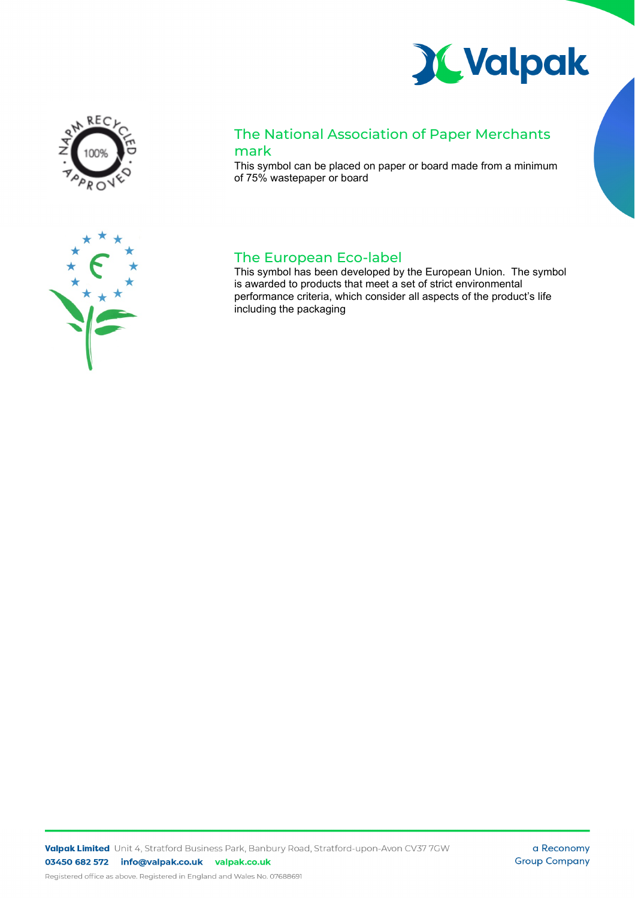## The National Association of Paper Merchants mark

This symbol can be placed on paper or board made from a minimum of 75% wastepaper or board

## The European Eco-label

This symbol has been developed by the European Union. The symbol is awarded to products that meet a set of strict environmental performance criteria, which consider all aspects of the product's life including the packaging